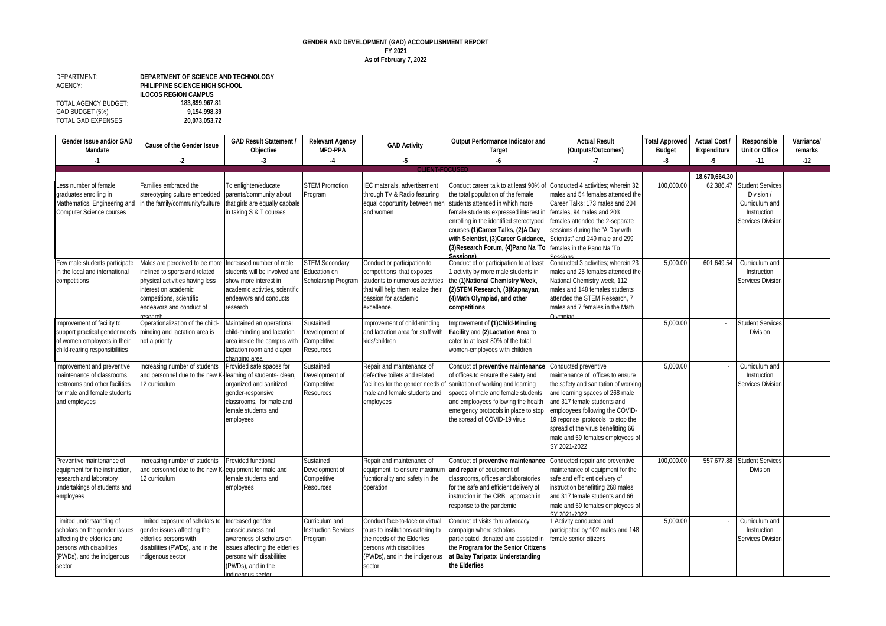# GENDER AND DEVELOPMENT (GAD) ACCOMPLISHMENT REPORT
## FY 2021
### As of February 7, 2022

DEPARTMENT: **DEPARTMENT OF SCIENCE AND TECHNOLOGY**
AGENCY: **PHILIPPINE SCIENCE HIGH SCHOOL ILOCOS REGION CAMPUS**
TOTAL AGENCY BUDGET: **183,899,967.81**
GAD BUDGET (5%) **9,194,998.39**
TOTAL GAD EXPENSES **20,073,053.72**

| Gender Issue and/or GAD Mandate | Cause of the Gender Issue | GAD Result Statement / Objective | Relevant Agency MFO-PPA | GAD Activity | Output Performance Indicator and Target | Actual Result (Outputs/Outcomes) | Total Approved Budget | Actual Cost / Expenditure | Responsible Unit or Office | Varriance/ remarks |
|---|---|---|---|---|---|---|---|---|---|---|
| -1 | -2 | -3 | -4 | -5 | -6 | -7 | -8 | -9 | -11 | -12 |
| **CLIENT-FOCUSED** | | | | | | | | | | |
| | | | | | | | | 18,670,664.30 | | |
| Less number of female graduates enrolling in Mathematics, Engineering and Computer Science courses | Families embraced the stereotyping culture embedded in the family/community/culture | To enlighten/educate parents/community about that girls are equally capbale in taking S & T courses | STEM Promotion Program | IEC materials, advertisement through TV & Radio featuring equal opportunity between men and women | Conduct career talk to at least 90% of the total population of the female students attended in which more female students expressed interest in enrolling in the identified stereotyped courses **(1)Career Talks, (2)A Day with Scientist, (3)Career Guidance, (3)Research Forum, (4)Pano Na 'To Sessions)** | Conducted 4 activities; wherein 32 males and 54 females attended the Career Talks; 173 males and 204 females, 94 males and 203 females attended the 2-separate sessions during the "A Day with Scientist" and 249 male and 299 females in the Pano Na 'To Sessions" | 100,000.00 | 62,386.47 | Student Services Division / Curriculum and Instruction Services Division | |
| Few male students participate in the local and international competitions | Males are perceived to be more inclined to sports and related physical activities having less interest on academic competitions, scientific endeavors and conduct of research | Increased number of male students will be involved and show more interest in academic activties, scientific endeavors and conducts research | STEM Secondary Education on Scholarship Program | Conduct or participation to competitions that exposes students to numerous activities that will help them realize their passion for academic excellence. | Conduct of or participation to at least 1 activity by more male students in the **(1)National Chemistry Week, (2)STEM Research, (3)Kapnayan, (4)Math Olympiad, and other competitions** | Conducted 3 activities; wherein 23 males and 25 females attended the National Chemistry week, 112 males and 148 females students attended the STEM Research, 7 males and 7 females in the Math Olympiad | 5,000.00 | 601,649.54 | Curriculum and Instruction Services Division | |
| Improvement of facility to support practical gender needs of women employees in their child-rearing responsibilities | Operationalization of the child-minding and lactation area is not a priority | Maintained an operational child-minding and lactation area inside the campus with lactation room and diaper changing area | Sustained Development of Competitive Resources | Improvement of child-minding and lactation area for staff with kids/children | Improvement of **(1)Child-Minding Facility** and **(2)Lactation Area** to cater to at least 80% of the total women-employees with children | | 5,000.00 | - | Student Services Division | |
| Improvement and preventive maintenance of classrooms, restrooms and other facilities for male and female students and employees | Increasing number of students and personnel due to the new K-12 curriculum | Provided safe spaces for learning of students- clean, organized and sanitized gender-responsive classrooms, for male and female students and employees | Sustained Development of Competitive Resources | Repair and maintenance of defective toilets and related facilities for the gender needs of male and female students and employees | Conduct of **preventive maintenance** of offices to ensure the safety and sanitation of working and learning spaces of male and female students and emplooyees following the health emergency protocols in place to stop the spread of COVID-19 virus | Conducted preventive maintenance of offices to ensure the safety and sanitation of working and learning spaces of 268 male and 317 female students and emplooyees following the COVID-19 reponse protocols to stop the spread of the virus benefitting 66 male and 59 females employees of SY 2021-2022 | 5,000.00 | - | Curriculum and Instruction Services Division | |
| Preventive maintenance of equipment for the instruction, research and laboratory undertakings of students and employees | Increasing number of students and personnel due to the new K-12 curriculum | Provided functional equipment for male and female students and employees | Sustained Development of Competitive Resources | Repair and maintenance of equipment to ensure maximum fucntionality and safety in the operation | Conduct of **preventive maintenance and repair** of equipment of classrooms, offices andlaboratories for the safe and efficient delivery of instruction in the CRBL approach in response to the pandemic | Conducted repair and preventive maintenance of equipment for the safe and efficient delivery of instruction benefitting 268 males and 317 female students and 66 male and 59 females employees of SY 2021-2022 | 100,000.00 | 557,677.88 | Student Services Division | |
| Limited understanding of scholars on the gender issues affecting the elderlies and persons with disabilities (PWDs), and the indigenous sector | Limited exposure of scholars to gender issues affecting the elderlies persons with disabilities (PWDs), and in the indigenous sector | Increased gender consciousness and awareness of scholars on issues affecting the elderlies persons with disabilities (PWDs), and in the indigenous sector | Curriculum and Instruction Services Program | Conduct face-to-face or virtual tours to institutions catering to the needs of the Elderlies persons with disabilities (PWDs), and in the indigenous sector | Conduct of visits thru advocacy campaign where scholars participated, donated and assisted in the **Program for the Senior Citizens at Balay Taripato: Understanding the Elderlies** | 1 Activity conducted and participated by 102 males and 148 female senior citizens | 5,000.00 | - | Curriculum and Instruction Services Division | |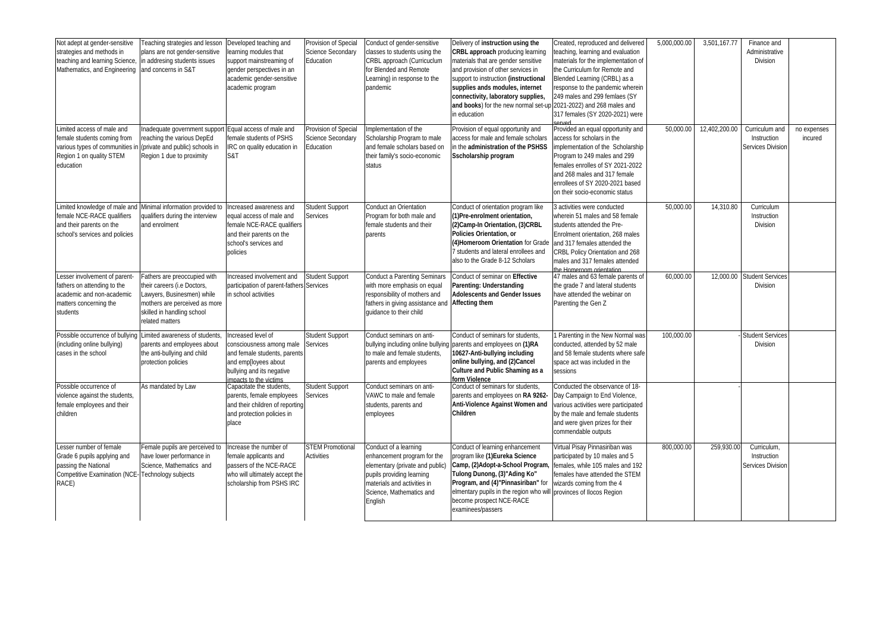| | | | | | | | | | | |
|---|---|---|---|---|---|---|---|---|---|---|
| Not adept at gender-sensitive strategies and methods in teaching and learning Science, Mathematics, and Engineering | Teaching strategies and lesson plans are not gender-sensitive in addresing students issues and concerns in S&T | Developed teaching and learning modules that support mainstreaming of gender perspectives in an academic gender-sensitive academic program | Provision of Special Science Secondary Education | Conduct of gender-sensitive classes to students using the CRBL approach (Curricuclum for Blended and Remote Learning) in response to the pandemic | Delivery of **instruction using the CRBL approach** producing learning materials that are gender sensitive and provision of other services in support to instruction **(instructional supplies ands modules, internet connectivity, laboratory supplies, and books**) for the new normal set-up in education | Created, reproduced and delivered teaching, learning and evaluation materials for the implementation of the Curriculum for Remote and Blended Learning (CRBL) as a response to the pandemic wherein 249 males and 299 femlaes (SY 2021-2022) and 268 males and 317 females (SY 2020-2021) were served | 5,000,000.00 | 3,501,167.77 | Finance and Administrative Division | |
| Limited access of male and female students coming from various types of communities in Region 1 on quality STEM education | Inadequate government support reaching the various DepEd (private and public) schools in Region 1 due to proximity | Equal access of male and female students of PSHS IRC on quality education in S&T | Provision of Special Science Secondary Education | Implementation of the Scholarship Program to male and female scholars based on their family's socio-economic status | Provision of equal opportunity and access for male and female scholars in the **administration of the PSHSS Sscholarship program** | Provided an equal opportunity and access for scholars in the implementation of the Scholarship Program to 249 males and 299 females enrolles of SY 2021-2022 and 268 males and 317 female enrollees of SY 2020-2021 based on their socio-economic status | 50,000.00 | 12,402,200.00 | Curriculum and Instruction Services Division | no expenses incured |
| Limited knowledge of male and female NCE-RACE qualifiers and their parents on the school's services and policies | Minimal information provided to qualifiers during the interview and enrolment | Increased awareness and equal access of male and female NCE-RACE qualifiers and their parents on the school's services and policies | Student Support Services | Conduct an Orientation Program for both male and female students and their parents | Conduct of orientation program like **(1)Pre-enrolment orientation, (2)Camp-In Orientation, (3)CRBL Policies Orientation, or (4)Homeroom Orientation** for Grade 7 students and lateral enrollees and also to the Grade 8-12 Scholars | 3 activities were conducted wherein 51 males and 58 female students attended the Pre-Enrolment orientation, 268 males and 317 females attended the CRBL Policy Orientation and 268 males and 317 females attended the Homeroom orientation | 50,000.00 | 14,310.80 | Curriculum Instruction Division | |
| Lesser involvement of parent-fathers on attending to the academic and non-academic matters concerning the students | Fathers are preoccupied with their careers (i.e Doctors, Lawyers, Businesmen) while mothers are perceived as more skilled in handling school related matters | Increased involvement and participation of parent-fathers in school activities | Student Support Services | Conduct a Parenting Seminars with more emphasis on equal responsibility of mothers and fathers in giving assistance and guidance to their child | Conduct of seminar on **Effective Parenting: Understanding Adolescents and Gender Issues Affecting them** | 47 males and 63 female parents of the grade 7 and lateral students have attended the webinar on Parenting the Gen Z | 60,000.00 | 12,000.00 | Student Services Division | |
| Possible occurrence of bullying (including online bullying) cases in the school | Limited awareness of students, parents and employees about the anti-bullying and child protection policies | Increased level of consciousness among male and female students, parents and emp[loyees about bullying and its negative impacts to the victims | Student Support Services | Conduct seminars on anti-bullying including online bullying to male and female students, parents and employees | Conduct of seminars for students, parents and employees on **(1)RA 10627-Anti-bullying including online bullying, and (2)Cancel Culture and Public Shaming as a form Violence** | 1 Parenting in the New Normal was conducted, attended by 52 male and 58 female students where safe space act was included in the sessions | 100,000.00 | - | Student Services Division | |
| Possible occurrence of violence against the students, female employees and their children | As mandated by Law | Capacitate the students, parents, female employees and their children of reporting and protection policies in place | Student Support Services | Conduct seminars on anti-VAWC to male and female students, parents and employees | Conduct of seminars for students, parents and employees on **RA 9262-Anti-Violence Against Women and Children** | Conducted the observance of 18-Day Campaign to End Violence, various activities were participated by the male and female students and were given prizes for their commendable outputs | | - | | |
| Lesser number of female Grade 6 pupils applying and passing the National Competitive Examination (NCE-RACE) | Female pupils are perceived to have lower performance in Science, Mathematics and Technology subjects | Increase the number of female applicants and passers of the NCE-RACE who will ultimately accept the scholarship from PSHS IRC | STEM Promotional Activities | Conduct of a learning enhancement program for the elementary (private and public) pupils providing learning materials and activities in Science, Mathematics and English | Conduct of learning enhancement program like **(1)Eureka Science Camp, (2)Adopt-a-School Program,** Tulong Dunong, **(3)"Ading Ko" Program, and (4)"Pinnasiriban"** for elmentary pupils in the region who will become prospect NCE-RACE examinees/passers | Virtual Pisay Pinnasiriban was participated by 10 males and 5 females, while 105 males and 192 females have attended the STEM wizards coming from the 4 provinces of Ilocos Region | 800,000.00 | 259,930.00 | Curriculum, Instruction Services Division | |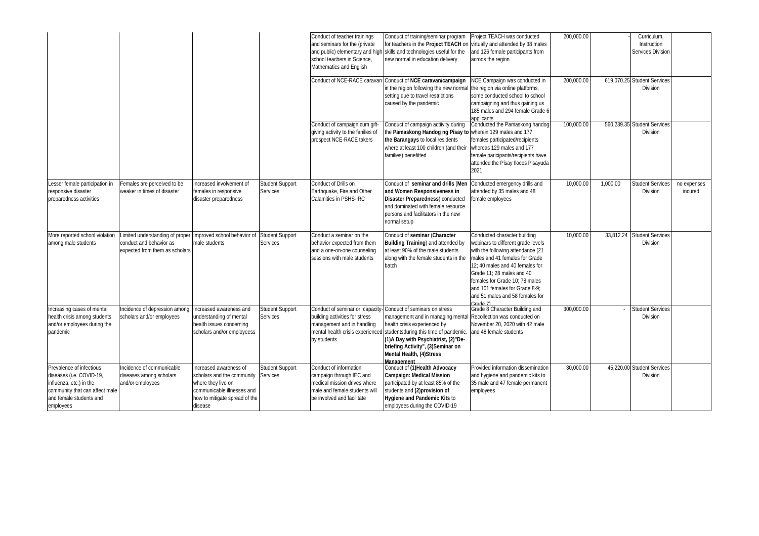| | | | | Conduct of teacher trainings and seminars for the (private and public) elementary and high school teachers in Science, Mathematics and English | Conduct of training/seminar program for teachers in the **Project TEACH** on skills and technologies useful for the new normal in education delivery | Project TEACH was conducted virtually and attended by 38 males and 126 female participants from acroos the region | 200,000.00 | - | Curriculum, Instruction Services Division | |
|---|---|---|---|---|---|---|---|---|---|---|
| | | | | Conduct of NCE-RACE caravan | Conduct of **NCE caravan/campaign** in the region following the new normal setting due to travel restrictions caused by the pandemic | NCE Campaign was conducted in the region via online platforms, some conducted school to school campaigning and thus gaining us 185 males and 294 female Grade 6 applicants | 200,000.00 | 619,070.25 | Student Services Division | |
| | | | | Conduct of campaign cum gift-giving activity to the fanilies of prospect NCE-RACE takers | Conduct of campaign actiivity during the **Pamaskong Handog ng Pisay** to **the Barangays** to local residents where at least 100 children (and their families) benefitted | Conducted the Pamaskong handog wherein 129 males and 177 females participated/recipients whereas 129 males and 177 female paricipants/recipients have attended the Pisay Ilocos Pisayuda 2021 | 100,000.00 | 560,239.35 | Student Services Division | |
| Lesser female participation in responsive disaster preparedness activities | Females are perceived to be weaker in times of disaster | Increased involvement of females in responsive disaster preparedness | Student Support Services | Conduct of Drills on Earthquake, Fire and Other Calamities in PSHS-IRC | Conduct of **seminar and drills** (**Men and Women Responsiveness in Disaster Preparedness**) conducted and dominated with female resource persons and facilitators in the new normal setup | Conducted emergency drills and attended by 35 males and 48 female employees | 10,000.00 | 1,000.00 | Student Services Division | no expenses incured |
| More reported school violation among male students | Limited understanding of proper conduct and behavior as expected from them as scholars | Improved school behavior of male students | Student Support Services | Conduct a seminar on the behavior expected from them and a one-on-one counseling sessions with male students | Conduct of **seminar** (**Character Building Training**) and attended by at least 90% of the male students along with the female students in the batch | Conducted character building webinars to different grade levels with the following attendance (21 males and 41 females for Grade 12; 40 males and 40 females for Grade 11; 28 males and 40 females for Grade 10; 78 males and 101 females for Grade 8-9; and 51 males and 58 females for Grade 7) | 10,000.00 | 33,812.24 | Student Services Division | |
| Increasing cases of mental health crisis among students and/or employees during the pandemic | Incidence of depression among scholars and/or employees | Increased awareness and understanding of mental health issues concerning scholars and/or employeess | Student Support Services | Conduct of seminar or capacity-building activities for stress management and in handling mental health crisis experienced by students | Conduct of seminars on stress management and in managing mental health crisis experienced by studentsduring this time of pandemic. **(1)A Day with Psychiatrist, (2)"De-briefing Activity", (3)Seminar on Mental Health, (4)Stress Management** | Grade 8 Character Building and Recollection was conducted on November 20, 2020 with 42 male and 48 female students | 300,000.00 | - | Student Services Division | |
| Prevalence of infectious diseases (i.e. COVID-19, influenza, etc.) in the community that can affect male and female students and employees | Incidence of communicable diseases among scholars and/or employees | Increased awareness of scholars and the community where they live on communicable illnesses and how to mitigate spread of the disease | Student Support Services | Conduct of information campaign through IEC and medical mission drives where male and female students will be involved and facilitate | Conduct of **(1)Health Advocacy Campaign: Medical Mission** participated by at least 85% of the students and **(2)provision of Hygiene and Pandemic Kits** to employees during the COVID-19 | Provided information dissemination and hygiene and pandemic kits to 35 male and 47 female permanent employees | 30,000.00 | 45,220.00 | Student Services Division | |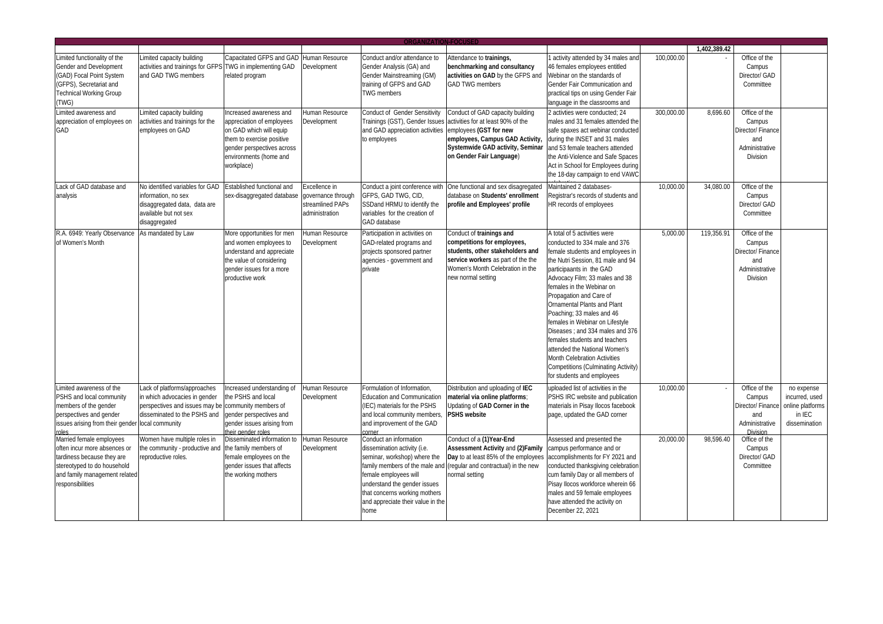| ORGANIZATION-FOCUSED | | | | | | | | | | |
|---|---|---|---|---|---|---|---|---|---|---|
| | | | | | | | | 1,402,389.42 | | |
| Limited functionality of the Gender and Development (GAD) Focal Point System (GFPS), Secretariat and Technical Working Group (TWG) | Limited capacity building activities and trainings for GFPS and GAD TWG members | Capacitated GFPS and GAD TWG in implementing GAD related program | Human Resource Development | Conduct and/or attendance to Gender Analysis (GA) and Gender Mainstreaming (GM) training of GFPS and GAD TWG members | Attendance to **trainings, benchmarking and consultancy activities on GAD** by the GFPS and GAD TWG members | 1 activity attended by 34 males and 46 females employees entitled Webinar on the standards of Gender Fair Communication and practical tips on using Gender Fair language in the classrooms and | 100,000.00 | - | Office of the Campus Director/ GAD Committee | |
| Limited awareness and appreciation of employees on GAD | Limited capacity building activities and trainings for the employees on GAD | Increased awareness and appreciation of employees on GAD which will equip them to exercise positive gender perspectives across environments (home and workplace) | Human Resource Development | Conduct of Gender Sensitivity Trainings (GST), Gender Issues and GAD appreciation activities to employees | Conduct of GAD capacity building activities for at least 90% of the employees **(GST for new employees, Campus GAD Activity, Systemwide GAD activity, Seminar on Gender Fair Language)** | 2 activties were conducted; 24 males and 31 females attended the safe spaxes act webinar conducted during the INSET and 31 males and 53 female teachers attended the Anti-Violence and Safe Spaces Act in School for Employees during the 18-day campaign to end VAWC | 300,000.00 | 8,696.60 | Office of the Campus Director/ Finance and Administrative Division | |
| Lack of GAD database and analysis | No identified variables for GAD information, no sex disaggregated data, data are available but not sex disaggregated | Established functional and sex-disaggregated database | Excellence in governance through streamlined PAPs administration | Conduct a joint conference with GFPS, GAD TWG, CID, SSDand HRMU to identify the variables for the creation of GAD database | One functional and sex disagregated database on **Students' enrollment profile and Employees' profile** | Maintained 2 databases-Registrar's records of students and HR records of employees | 10,000.00 | 34,080.00 | Office of the Campus Director/ GAD Committee | |
| R.A. 6949: Yearly Observance of Women's Month | As mandated by Law | More opportunities for men and women employees to understand and appreciate the value of considering gender issues for a more productive work | Human Resource Development | Participation in activities on GAD-related programs and projects sponsored partner agencies - government and private | Conduct of **trainings and competitions for employees, students, other stakeholders and service workers** as part of the the Women's Month Celebration in the new normal setting | A total of 5 activities were conducted to 334 male and 376 female students and employees in the Nutri Session, 81 male and 94 participaants in the GAD Advocacy Film; 33 males and 38 females in the Webinar on Propagation and Care of Ornamental Plants and Plant Poaching; 33 males and 46 females in Webinar on Lifestyle Diseases ; and 334 males and 376 females students and teachers attended the National Women's Month Celebration Activities Competitions (Culminating Activity) for students and employees | 5,000.00 | 119,356.91 | Office of the Campus Director/ Finance and Administrative Division | |
| Limited awareness of the PSHS and local community members of the gender perspectives and gender issues arising from their gender roles | Lack of platforms/approaches in which advocacies in gender perspectives and issues may be disseminated to the PSHS and local community | Increased understanding of the PSHS and local community members of gender perspectives and gender issues arising from their gender roles | Human Resource Development | Formulation of Information, Education and Communication (IEC) materials for the PSHS and local community members, and improvement of the GAD corner | Distribution and uploading of **IEC material via online platforms**; Updating of **GAD Corner in the PSHS website** | uploaded list of activities in the PSHS IRC website and publication materials in Pisay Ilocos facebook page, updated the GAD corner | 10,000.00 | - | Office of the Campus Director/ Finance and Administrative Division | no expense incurred, used online platforms in IEC dissemination |
| Married female employees often incur more absences or tardiness because they are stereotyped to do household and family management related responsibilities | Women have multiple roles in the community - productive and reproductive roles. | Disseminated information to the family members of female employees on the gender issues that affects the working mothers | Human Resource Development | Conduct an information dissemination activity (i.e. seminar, workshop) where the family members of the male and female employees will understand the gender issues that concerns working mothers and appreciate their value in the home | Conduct of a **(1)Year-End Assessment Activity** and **(2)Family Day** to at least 85% of the employees (regular and contractual) in the new normal setting | Assessed and presented the campus performance and or accomplishments for FY 2021 and conducted thanksgiving celebration cum Family Day or all members of Pisay Ilocos workforce wherein 66 males and 59 female employees have attended the activity on December 22, 2021 | 20,000.00 | 98,596.40 | Office of the Campus Director/ GAD Committee | |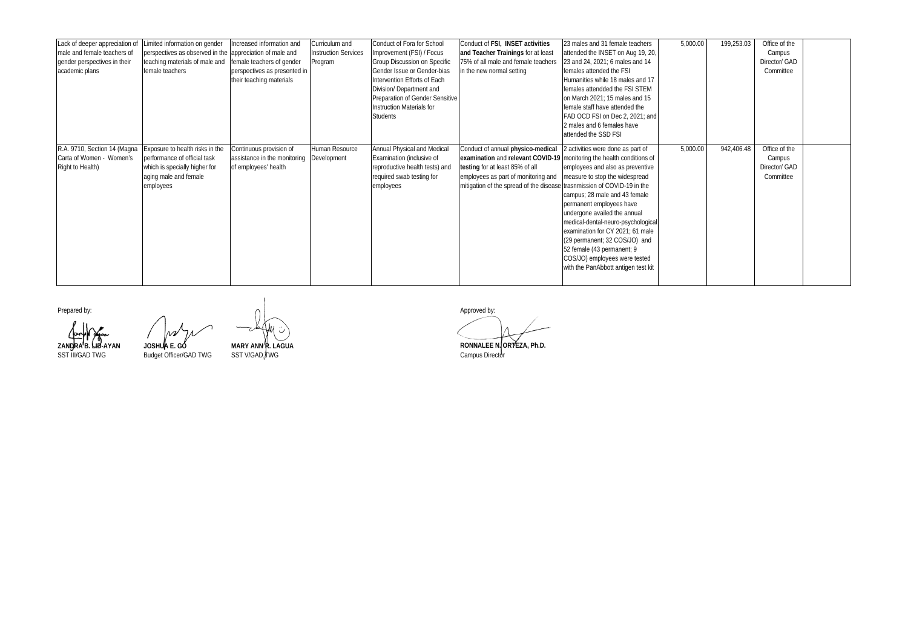| | | | | | | | | | | |
|---|---|---|---|---|---|---|---|---|---|---|
| Lack of deeper appreciation of male and female teachers of gender perspectives in their academic plans | Limited information on gender perspectives as observed in the teaching materials of male and female teachers | Increased information and appreciation of male and female teachers of gender perspectives as presented in their teaching materials | Curriculum and Instruction Services Program | Conduct of Fora for School Improvement (FSI) / Focus Group Discussion on Specific Gender Issue or Gender-bias Intervention Efforts of Each Division/ Department and Preparation of Gender Sensitive Instruction Materials for Students | Conduct of **FSI, INSET activities and Teacher Trainings** for at least 75% of all male and female teachers in the new normal setting | 23 males and 31 female teachers attended the INSET on Aug 19, 20, 23 and 24, 2021; 6 males and 14 females attended the FSI Humanities while 18 males and 17 females attendded the FSI STEM on March 2021; 15 males and 15 female staff have attended the FAD OCD FSI on Dec 2, 2021; and 2 males and 6 females have attended the SSD FSI | 5,000.00 | 199,253.03 | Office of the Campus Director/ GAD Committee | |
| R.A. 9710, Section 14 (Magna Carta of Women - Women's Right to Health) | Exposure to health risks in the performance of official task which is specially higher for aging male and female employees | Continuous provision of assistance in the monitoring of employees' health | Human Resource Development | Annual Physical and Medical Examination (inclusive of reproductive health tests) and required swab testing for employees | Conduct of annual **physico-medical examination** and **relevant COVID-19 testing** for at least 85% of all employees as part of monitoring and mitigation of the spread of the disease | 2 activities were done as part of monitoring the health conditions of employees and also as preventive measure to stop the widespread trasnmission of COVID-19 in the campus; 28 male and 43 female permanent employees have undergone availed the annual medical-dental-neuro-psychological examination for CY 2021; 61 male (29 permanent; 32 COS/JO) and 52 female (43 permanent; 9 COS/JO) employees were tested with the PanAbbott antigen test kit | 5,000.00 | 942,406.48 | Office of the Campus Director/ GAD Committee | |

Prepared by:

**ZANDRA B. LID-AYAN**
SST III/GAD TWG

**JOSHUA E. GO**
Budget Officer/GAD TWG

**MARY ANN R. LAGUA**
SST V/GAD TWG

Approved by:

**RONNALEE N. ORTEZA, Ph.D.**
Campus Director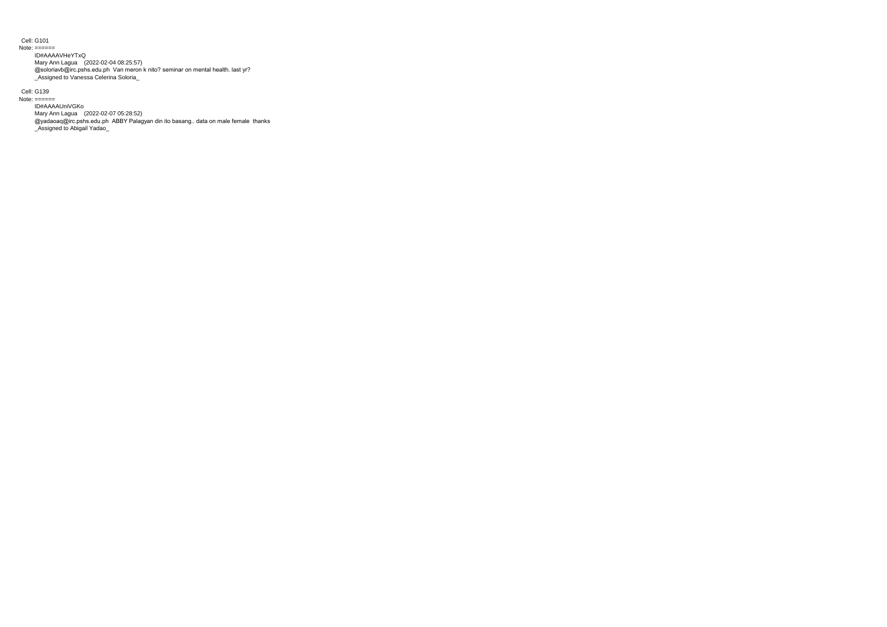Cell: G101
Note: ======
ID#AAAAVHeYTxQ
Mary Ann Lagua (2022-02-04 08:25:57)
@soloriavb@irc.pshs.edu.ph Van meron k nito? seminar on mental health. last yr?
_Assigned to Vanessa Celerina Soloria_

Cell: G139
Note: ======
ID#AAAAUniVGKo
Mary Ann Lagua (2022-02-07 05:28:52)
@yadaoaq@irc.pshs.edu.ph ABBY Palagyan din ito basang.. data on male female thanks
_Assigned to Abigail Yadao_